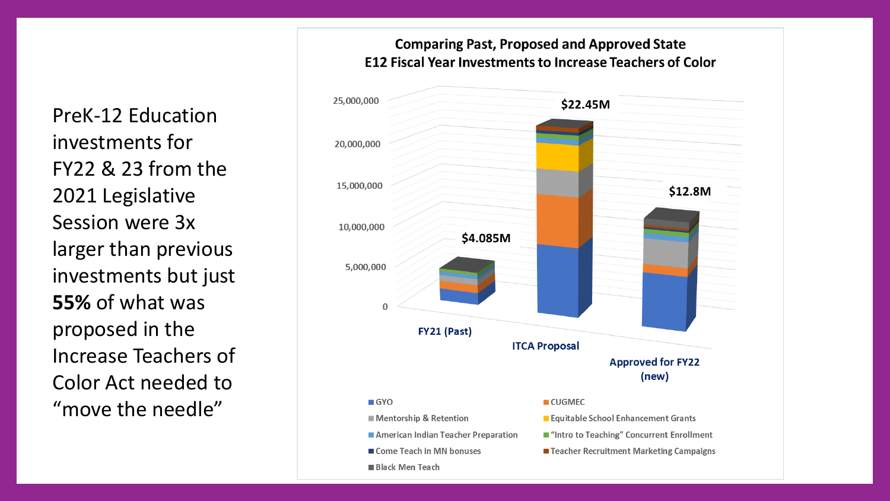PreK-12 Education investments for FY22 & 23 from the 2021 Legislative Session were 3x larger than previous investments but just **55%** of what was proposed in the Increase Teachers of Color Act needed to "move the needle"

**Comparing Past, Proposed and Approved State E12 Fiscal Year Investments to Increase Teachers of Color**

| | FY21 (Past) | ITCA Proposal | Approved for FY22 (new) |
|---|---|---|---|
| Total | $4.085M | $22.45M | $12.8M |

Legend: GYO; CUGMEC; Mentorship & Retention; Equitable School Enhancement Grants; American Indian Teacher Preparation; "Intro to Teaching" Concurrent Enrollment; Come Teach in MN bonuses; Teacher Recruitment Marketing Campaigns; Black Men Teach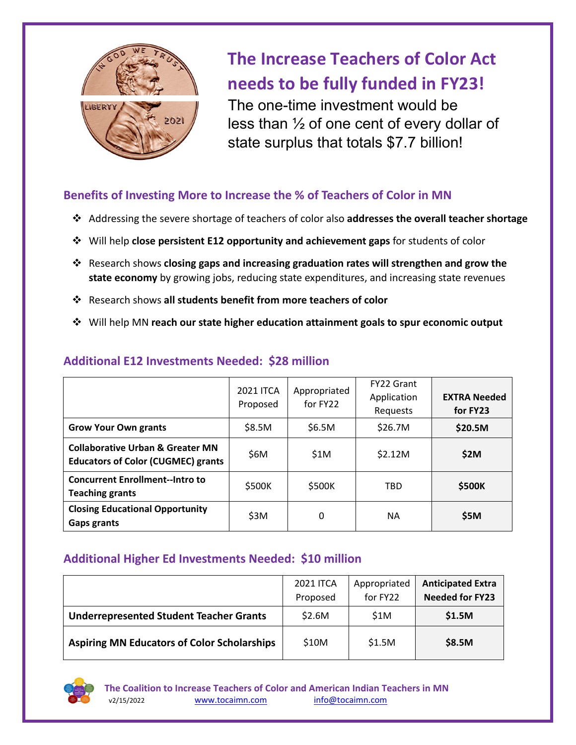# The Increase Teachers of Color Act needs to be fully funded in FY23!

The one-time investment would be less than ½ of one cent of every dollar of state surplus that totals $7.7 billion!

## Benefits of Investing More to Increase the % of Teachers of Color in MN

- Addressing the severe shortage of teachers of color also **addresses the overall teacher shortage**
- Will help **close persistent E12 opportunity and achievement gaps** for students of color
- Research shows **closing gaps and increasing graduation rates will strengthen and grow the state economy** by growing jobs, reducing state expenditures, and increasing state revenues
- Research shows **all students benefit from more teachers of color**
- Will help MN **reach our state higher education attainment goals to spur economic output**

## Additional E12 Investments Needed: $28 million

| | 2021 ITCA Proposed | Appropriated for FY22 | FY22 Grant Application Requests | **EXTRA Needed for FY23** |
|---|---|---|---|---|
| **Grow Your Own grants** | $8.5M | $6.5M | $26.7M | **$20.5M** |
| **Collaborative Urban & Greater MN Educators of Color (CUGMEC) grants** | $6M | $1M | $2.12M | **$2M** |
| **Concurrent Enrollment--Intro to Teaching grants** | $500K | $500K | TBD | **$500K** |
| **Closing Educational Opportunity Gaps grants** | $3M | 0 | NA | **$5M** |

## Additional Higher Ed Investments Needed: $10 million

| | 2021 ITCA Proposed | Appropriated for FY22 | **Anticipated Extra Needed for FY23** |
|---|---|---|---|
| **Underrepresented Student Teacher Grants** | $2.6M | $1M | **$1.5M** |
| **Aspiring MN Educators of Color Scholarships** | $10M | $1.5M | **$8.5M** |

**The Coalition to Increase Teachers of Color and American Indian Teachers in MN**

v2/15/2022 www.tocaimn.com info@tocaimn.com